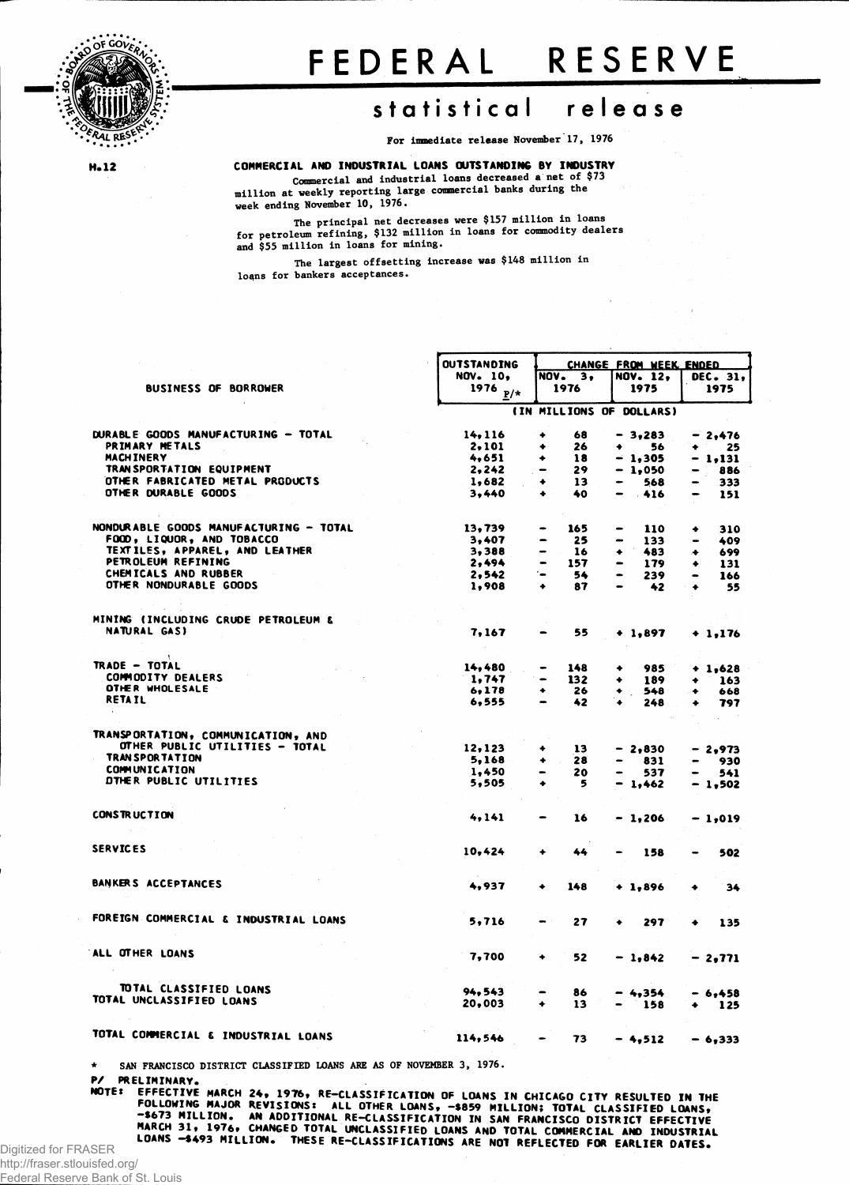# FEDERAL RESERVE

## statistical release

For immediate release November 17, 1976

H.12

**COMMERCIAL AND INDUSTRIAL LOANS OUTSTANDING BY INDUSTRY**

Commercial and industrial loans decreased a net of $73 million at weekly reporting large commercial banks during the week ending November 10, 1976.

The principal net decreases were $157 million in loans for petroleum refining, $132 million in loans for commodity dealers and $55 million in loans for mining.

The largest offsetting increase was $148 million in loans for bankers acceptances.

| BUSINESS OF BORROWER | OUTSTANDING NOV. 10, 1976 P/* | CHANGE FROM WEEK ENDED NOV. 3, 1976 | NOV. 12, 1975 | DEC. 31, 1975 |
|---|---|---|---|---|
| | (IN MILLIONS OF DOLLARS) | | | |
| DURABLE GOODS MANUFACTURING - TOTAL | 14,116 | + 68 | - 3,283 | - 2,476 |
| PRIMARY METALS | 2,101 | + 26 | + 56 | + 25 |
| MACHINERY | 4,651 | + 18 | - 1,305 | - 1,131 |
| TRANSPORTATION EQUIPMENT | 2,242 | - 29 | - 1,050 | - 886 |
| OTHER FABRICATED METAL PRODUCTS | 1,682 | + 13 | - 568 | - 333 |
| OTHER DURABLE GOODS | 3,440 | + 40 | - 416 | - 151 |
| NONDURABLE GOODS MANUFACTURING - TOTAL | 13,739 | - 165 | - 110 | + 310 |
| FOOD, LIQUOR, AND TOBACCO | 3,407 | - 25 | - 133 | - 409 |
| TEXTILES, APPAREL, AND LEATHER | 3,388 | - 16 | + 483 | + 699 |
| PETROLEUM REFINING | 2,494 | - 157 | - 179 | + 131 |
| CHEMICALS AND RUBBER | 2,542 | - 54 | - 239 | - 166 |
| OTHER NONDURABLE GOODS | 1,908 | + 87 | - 42 | + 55 |
| MINING (INCLUDING CRUDE PETROLEUM & NATURAL GAS) | 7,167 | - 55 | + 1,897 | + 1,176 |
| TRADE - TOTAL | 14,480 | - 148 | + 985 | + 1,628 |
| COMMODITY DEALERS | 1,747 | - 132 | + 189 | + 163 |
| OTHER WHOLESALE | 6,178 | + 26 | + 548 | + 668 |
| RETAIL | 6,555 | - 42 | + 248 | + 797 |
| TRANSPORTATION, COMMUNICATION, AND OTHER PUBLIC UTILITIES - TOTAL | 12,123 | + 13 | - 2,830 | - 2,973 |
| TRANSPORTATION | 5,168 | + 28 | - 831 | - 930 |
| COMMUNICATION | 1,450 | - 20 | - 537 | - 541 |
| OTHER PUBLIC UTILITIES | 5,505 | + 5 | - 1,462 | - 1,502 |
| CONSTRUCTION | 4,141 | - 16 | - 1,206 | - 1,019 |
| SERVICES | 10,424 | + 44 | - 158 | - 502 |
| BANKERS ACCEPTANCES | 4,937 | + 148 | + 1,896 | + 34 |
| FOREIGN COMMERCIAL & INDUSTRIAL LOANS | 5,716 | - 27 | + 297 | + 135 |
| ALL OTHER LOANS | 7,700 | + 52 | - 1,842 | - 2,771 |
| TOTAL CLASSIFIED LOANS | 94,543 | - 86 | - 4,354 | - 6,458 |
| TOTAL UNCLASSIFIED LOANS | 20,003 | + 13 | - 158 | + 125 |
| TOTAL COMMERCIAL & INDUSTRIAL LOANS | 114,546 | - 73 | - 4,512 | - 6,333 |

\* SAN FRANCISCO DISTRICT CLASSIFIED LOANS ARE AS OF NOVEMBER 3, 1976.

P/ PRELIMINARY.

NOTE: EFFECTIVE MARCH 24, 1976, RE-CLASSIFICATION OF LOANS IN CHICAGO CITY RESULTED IN THE FOLLOWING MAJOR REVISIONS: ALL OTHER LOANS, -$859 MILLION; TOTAL CLASSIFIED LOANS, -$673 MILLION. AN ADDITIONAL RE-CLASSIFICATION IN SAN FRANCISCO DISTRICT EFFECTIVE MARCH 31, 1976, CHANGED TOTAL UNCLASSIFIED LOANS AND TOTAL COMMERCIAL AND INDUSTRIAL LOANS -$493 MILLION. THESE RE-CLASSIFICATIONS ARE NOT REFLECTED FOR EARLIER DATES.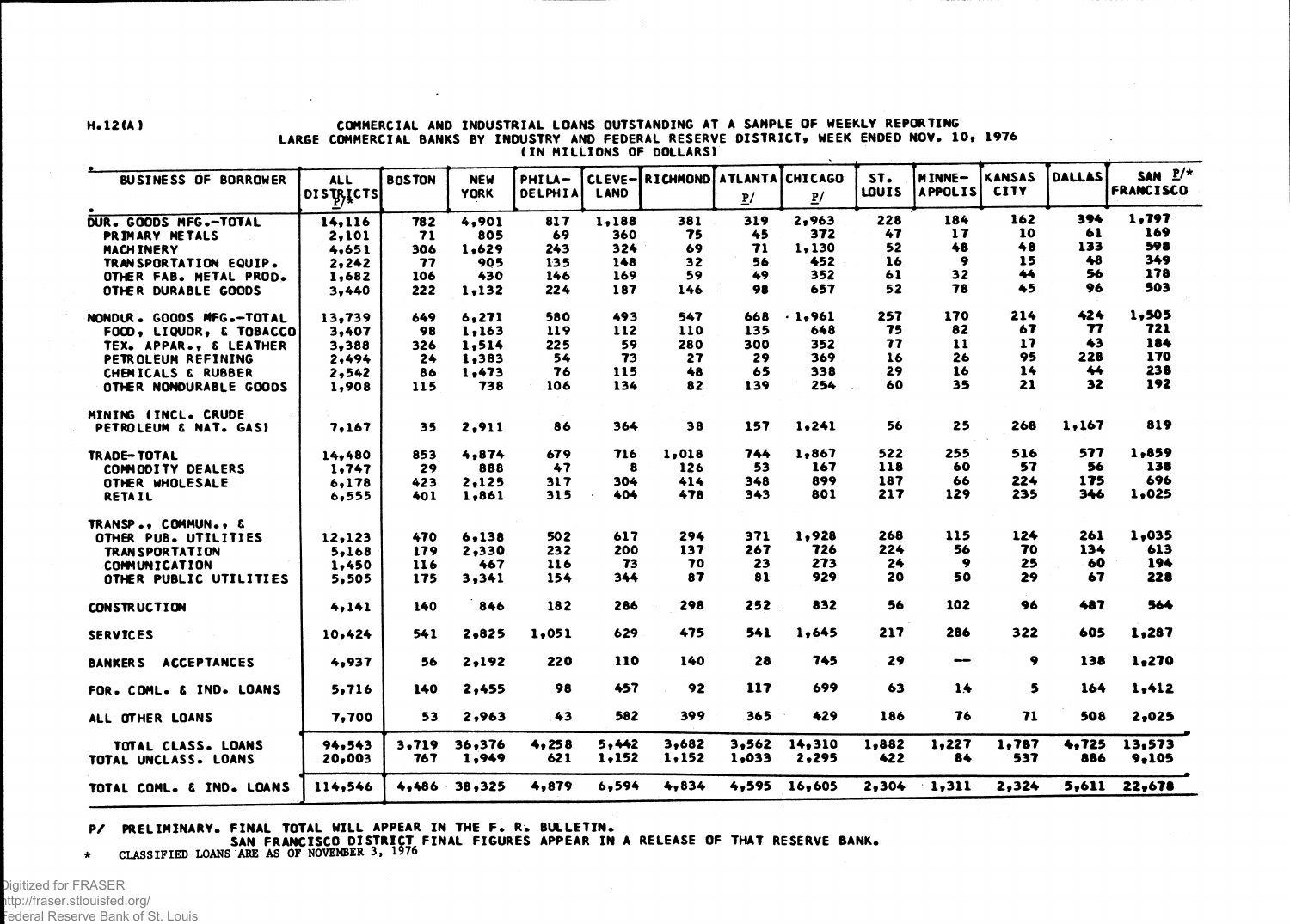H.12(A)

COMMERCIAL AND INDUSTRIAL LOANS OUTSTANDING AT A SAMPLE OF WEEKLY REPORTING LARGE COMMERCIAL BANKS BY INDUSTRY AND FEDERAL RESERVE DISTRICT, WEEK ENDED NOV. 10, 1976
(IN MILLIONS OF DOLLARS)

| BUSINESS OF BORROWER | ALL DISTRICTS P/* | BOSTON | NEW YORK | PHILA-DELPHIA | CLEVE-LAND | RICHMOND | ATLANTA P/ | CHICAGO P/ | ST. LOUIS | MINNE-APOLIS | KANSAS CITY | DALLAS | SAN FRANCISCO P/* |
|---|---|---|---|---|---|---|---|---|---|---|---|---|---|
| DUR. GOODS MFG.-TOTAL | 14,116 | 782 | 4,901 | 817 | 1,188 | 381 | 319 | 2,963 | 228 | 184 | 162 | 394 | 1,797 |
| PRIMARY METALS | 2,101 | 71 | 805 | 69 | 360 | 75 | 45 | 372 | 47 | 17 | 10 | 61 | 169 |
| MACHINERY | 4,651 | 306 | 1,629 | 243 | 324 | 69 | 71 | 1,130 | 52 | 48 | 48 | 133 | 598 |
| TRANSPORTATION EQUIP. | 2,242 | 77 | 905 | 135 | 148 | 32 | 56 | 452 | 16 | 9 | 15 | 48 | 349 |
| OTHER FAB. METAL PROD. | 1,682 | 106 | 430 | 146 | 169 | 59 | 49 | 352 | 61 | 32 | 44 | 56 | 178 |
| OTHER DURABLE GOODS | 3,440 | 222 | 1,132 | 224 | 187 | 146 | 98 | 657 | 52 | 78 | 45 | 96 | 503 |
| NONDUR. GOODS MFG.-TOTAL | 13,739 | 649 | 6,271 | 580 | 493 | 547 | 668 | 1,961 | 257 | 170 | 214 | 424 | 1,505 |
| FOOD, LIQUOR, & TOBACCO | 3,407 | 98 | 1,163 | 119 | 112 | 110 | 135 | 648 | 75 | 82 | 67 | 77 | 721 |
| TEX. APPAR., & LEATHER | 3,388 | 326 | 1,514 | 225 | 59 | 280 | 300 | 352 | 77 | 11 | 17 | 43 | 184 |
| PETROLEUM REFINING | 2,494 | 24 | 1,383 | 54 | 73 | 27 | 29 | 369 | 16 | 26 | 95 | 228 | 170 |
| CHEMICALS & RUBBER | 2,542 | 86 | 1,473 | 76 | 115 | 48 | 65 | 338 | 29 | 16 | 14 | 44 | 238 |
| OTHER NONDURABLE GOODS | 1,908 | 115 | 738 | 106 | 134 | 82 | 139 | 254 | 60 | 35 | 21 | 32 | 192 |
| MINING (INCL. CRUDE PETROLEUM & NAT. GAS) | 7,167 | 35 | 2,911 | 86 | 364 | 38 | 157 | 1,241 | 56 | 25 | 268 | 1,167 | 819 |
| TRADE-TOTAL | 14,480 | 853 | 4,874 | 679 | 716 | 1,018 | 744 | 1,867 | 522 | 255 | 516 | 577 | 1,859 |
| COMMODITY DEALERS | 1,747 | 29 | 888 | 47 | 8 | 126 | 53 | 167 | 118 | 60 | 57 | 56 | 138 |
| OTHER WHOLESALE | 6,178 | 423 | 2,125 | 317 | 304 | 414 | 348 | 899 | 187 | 66 | 224 | 175 | 696 |
| RETAIL | 6,555 | 401 | 1,861 | 315 | 404 | 478 | 343 | 801 | 217 | 129 | 235 | 346 | 1,025 |
| TRANSP., COMMUN., & OTHER PUB. UTILITIES | 12,123 | 470 | 6,138 | 502 | 617 | 294 | 371 | 1,928 | 268 | 115 | 124 | 261 | 1,035 |
| TRANSPORTATION | 5,168 | 179 | 2,330 | 232 | 200 | 137 | 267 | 726 | 224 | 56 | 70 | 134 | 613 |
| COMMUNICATION | 1,450 | 116 | 467 | 116 | 73 | 70 | 23 | 273 | 24 | 9 | 25 | 60 | 194 |
| OTHER PUBLIC UTILITIES | 5,505 | 175 | 3,341 | 154 | 344 | 87 | 81 | 929 | 20 | 50 | 29 | 67 | 228 |
| CONSTRUCTION | 4,141 | 140 | 846 | 182 | 286 | 298 | 252 | 832 | 56 | 102 | 96 | 487 | 564 |
| SERVICES | 10,424 | 541 | 2,825 | 1,051 | 629 | 475 | 541 | 1,645 | 217 | 286 | 322 | 605 | 1,287 |
| BANKERS ACCEPTANCES | 4,937 | 56 | 2,192 | 220 | 110 | 140 | 28 | 745 | 29 | --- | 9 | 138 | 1,270 |
| FOR. COML. & IND. LOANS | 5,716 | 140 | 2,455 | 98 | 457 | 92 | 117 | 699 | 63 | 14 | 5 | 164 | 1,412 |
| ALL OTHER LOANS | 7,700 | 53 | 2,963 | 43 | 582 | 399 | 365 | 429 | 186 | 76 | 71 | 508 | 2,025 |
| TOTAL CLASS. LOANS | 94,543 | 3,719 | 36,376 | 4,258 | 5,442 | 3,682 | 3,562 | 14,310 | 1,882 | 1,227 | 1,787 | 4,725 | 13,573 |
| TOTAL UNCLASS. LOANS | 20,003 | 767 | 1,949 | 621 | 1,152 | 1,152 | 1,033 | 2,295 | 422 | 84 | 537 | 886 | 9,105 |
| TOTAL COML. & IND. LOANS | 114,546 | 4,486 | 38,325 | 4,879 | 6,594 | 4,834 | 4,595 | 16,605 | 2,304 | 1,311 | 2,324 | 5,611 | 22,678 |

P/ PRELIMINARY. FINAL TOTAL WILL APPEAR IN THE F. R. BULLETIN.
SAN FRANCISCO DISTRICT FINAL FIGURES APPEAR IN A RELEASE OF THAT RESERVE BANK.

\* CLASSIFIED LOANS ARE AS OF NOVEMBER 3, 1976